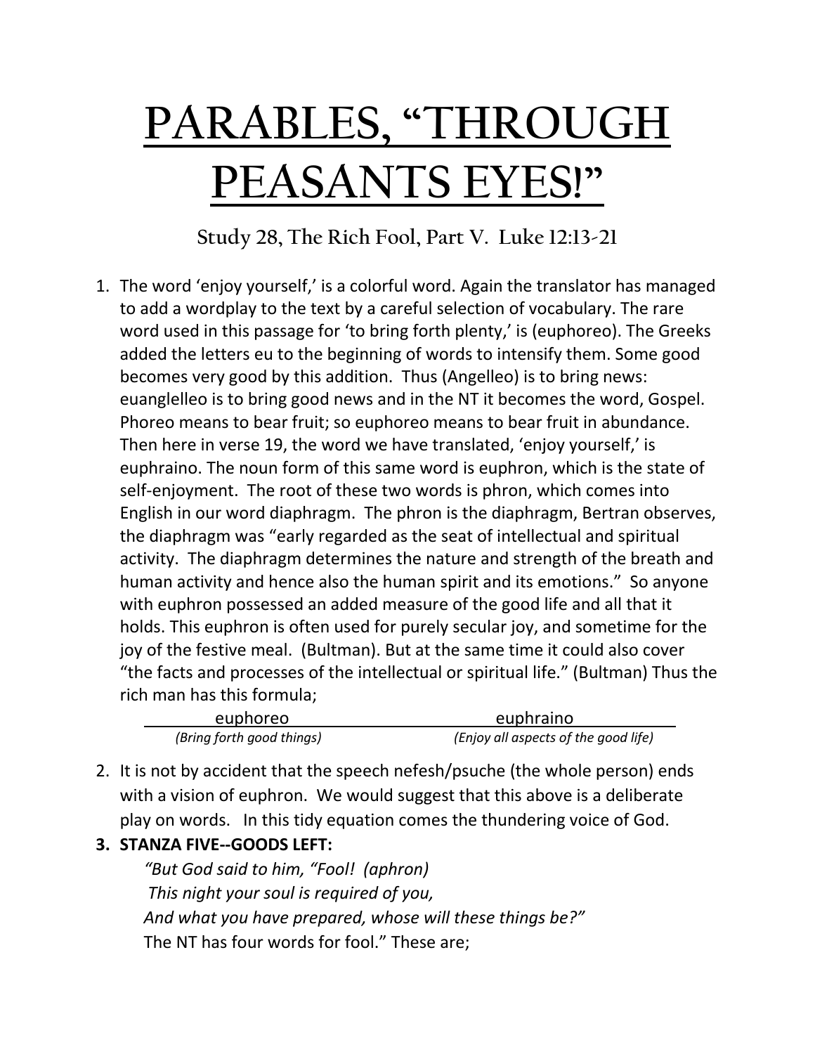# PARABLES, "THROUGH PEASANTS EYES!"

## Study 28, The Rich Fool, Part V. Luke 12:13-21

1. The word 'enjoy yourself,' is a colorful word. Again the translator has managed to add a wordplay to the text by a careful selection of vocabulary. The rare word used in this passage for 'to bring forth plenty,' is (euphoreo). The Greeks added the letters eu to the beginning of words to intensify them. Some good becomes very good by this addition. Thus (Angelleo) is to bring news: euanglelleo is to bring good news and in the NT it becomes the word, Gospel. Phoreo means to bear fruit; so euphoreo means to bear fruit in abundance. Then here in verse 19, the word we have translated, 'enjoy yourself,' is euphraino. The noun form of this same word is euphron, which is the state of self-enjoyment. The root of these two words is phron, which comes into English in our word diaphragm. The phron is the diaphragm, Bertran observes, the diaphragm was "early regarded as the seat of intellectual and spiritual activity. The diaphragm determines the nature and strength of the breath and human activity and hence also the human spirit and its emotions." So anyone with euphron possessed an added measure of the good life and all that it holds. This euphron is often used for purely secular joy, and sometime for the joy of the festive meal. (Bultman). But at the same time it could also cover "the facts and processes of the intellectual or spiritual life." (Bultman) Thus the rich man has this formula;

| euphoreo | euphraino |
| --- | --- |
| *(Bring forth good things)* | *(Enjoy all aspects of the good life)* |

2. It is not by accident that the speech nefesh/psuche (the whole person) ends with a vision of euphron. We would suggest that this above is a deliberate play on words. In this tidy equation comes the thundering voice of God.
3. **STANZA FIVE--GOODS LEFT:**

   *"But God said to him, "Fool! (aphron)*
   *This night your soul is required of you,*
   *And what you have prepared, whose will these things be?"*

   The NT has four words for fool." These are;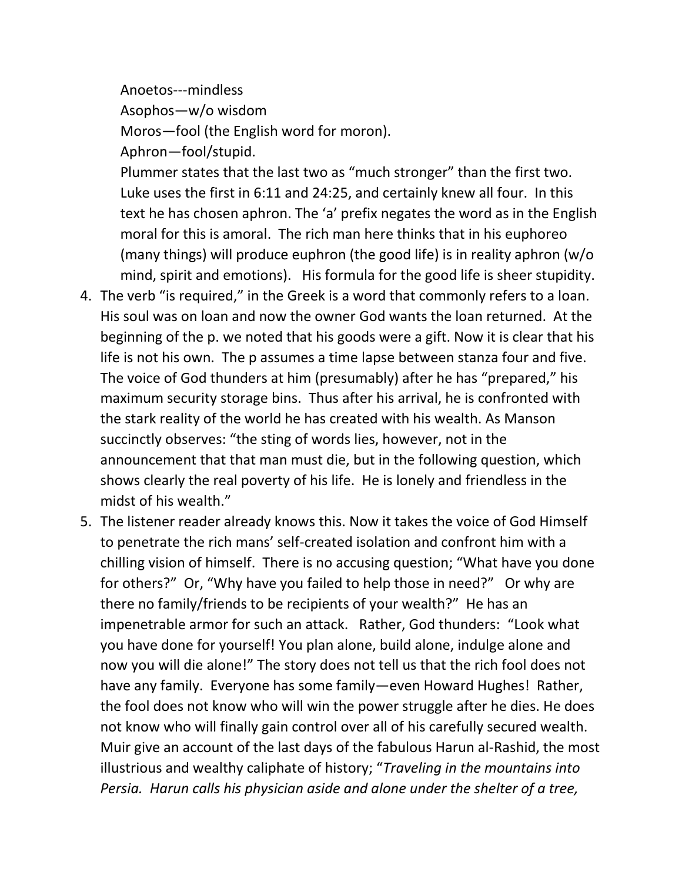Anoetos---mindless

Asophos—w/o wisdom

Moros—fool (the English word for moron).

Aphron—fool/stupid.

Plummer states that the last two as "much stronger" than the first two. Luke uses the first in 6:11 and 24:25, and certainly knew all four. In this text he has chosen aphron. The 'a' prefix negates the word as in the English moral for this is amoral. The rich man here thinks that in his euphoreo (many things) will produce euphron (the good life) is in reality aphron (w/o mind, spirit and emotions). His formula for the good life is sheer stupidity.

4. The verb "is required," in the Greek is a word that commonly refers to a loan. His soul was on loan and now the owner God wants the loan returned. At the beginning of the p. we noted that his goods were a gift. Now it is clear that his life is not his own. The p assumes a time lapse between stanza four and five. The voice of God thunders at him (presumably) after he has "prepared," his maximum security storage bins. Thus after his arrival, he is confronted with the stark reality of the world he has created with his wealth. As Manson succinctly observes: "the sting of words lies, however, not in the announcement that that man must die, but in the following question, which shows clearly the real poverty of his life. He is lonely and friendless in the midst of his wealth."
5. The listener reader already knows this. Now it takes the voice of God Himself to penetrate the rich mans' self-created isolation and confront him with a chilling vision of himself. There is no accusing question; "What have you done for others?" Or, "Why have you failed to help those in need?" Or why are there no family/friends to be recipients of your wealth?" He has an impenetrable armor for such an attack. Rather, God thunders: "Look what you have done for yourself! You plan alone, build alone, indulge alone and now you will die alone!" The story does not tell us that the rich fool does not have any family. Everyone has some family—even Howard Hughes! Rather, the fool does not know who will win the power struggle after he dies. He does not know who will finally gain control over all of his carefully secured wealth. Muir give an account of the last days of the fabulous Harun al-Rashid, the most illustrious and wealthy caliphate of history; "*Traveling in the mountains into Persia. Harun calls his physician aside and alone under the shelter of a tree,*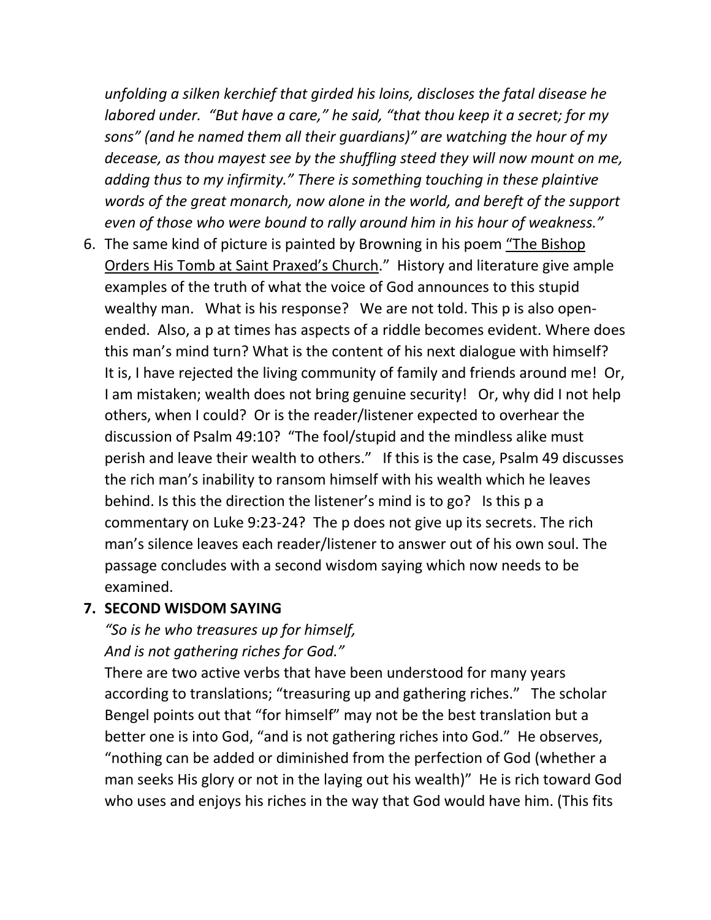*unfolding a silken kerchief that girded his loins, discloses the fatal disease he labored under. "But have a care," he said, "that thou keep it a secret; for my sons" (and he named them all their guardians)" are watching the hour of my decease, as thou mayest see by the shuffling steed they will now mount on me, adding thus to my infirmity." There is something touching in these plaintive words of the great monarch, now alone in the world, and bereft of the support even of those who were bound to rally around him in his hour of weakness."*

6. The same kind of picture is painted by Browning in his poem <u>"The Bishop Orders His Tomb at Saint Praxed's Church</u>." History and literature give ample examples of the truth of what the voice of God announces to this stupid wealthy man. What is his response? We are not told. This p is also open-ended. Also, a p at times has aspects of a riddle becomes evident. Where does this man's mind turn? What is the content of his next dialogue with himself? It is, I have rejected the living community of family and friends around me! Or, I am mistaken; wealth does not bring genuine security! Or, why did I not help others, when I could? Or is the reader/listener expected to overhear the discussion of Psalm 49:10? "The fool/stupid and the mindless alike must perish and leave their wealth to others." If this is the case, Psalm 49 discusses the rich man's inability to ransom himself with his wealth which he leaves behind. Is this the direction the listener's mind is to go? Is this p a commentary on Luke 9:23-24? The p does not give up its secrets. The rich man's silence leaves each reader/listener to answer out of his own soul. The passage concludes with a second wisdom saying which now needs to be examined.
7. **SECOND WISDOM SAYING**

   *"So is he who treasures up for himself,*
   *And is not gathering riches for God."*

   There are two active verbs that have been understood for many years according to translations; "treasuring up and gathering riches." The scholar Bengel points out that "for himself" may not be the best translation but a better one is into God, "and is not gathering riches into God." He observes, "nothing can be added or diminished from the perfection of God (whether a man seeks His glory or not in the laying out his wealth)" He is rich toward God who uses and enjoys his riches in the way that God would have him. (This fits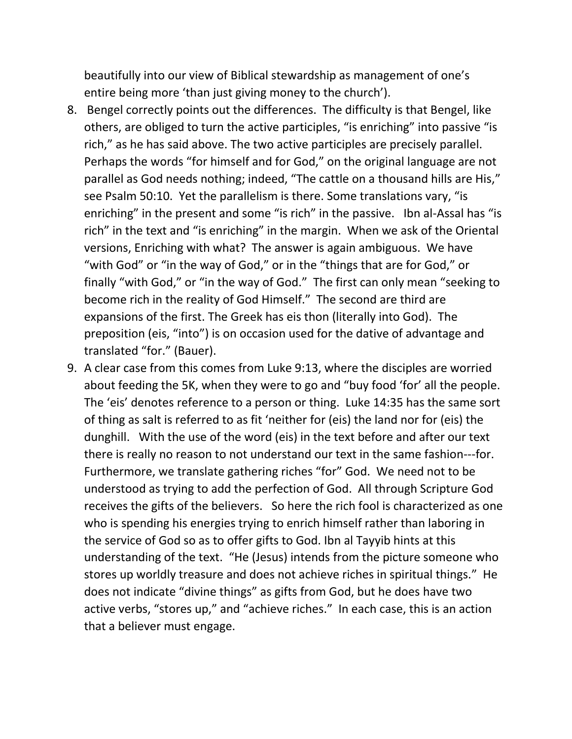beautifully into our view of Biblical stewardship as management of one's entire being more 'than just giving money to the church').

8. Bengel correctly points out the differences. The difficulty is that Bengel, like others, are obliged to turn the active participles, "is enriching" into passive "is rich," as he has said above. The two active participles are precisely parallel. Perhaps the words "for himself and for God," on the original language are not parallel as God needs nothing; indeed, "The cattle on a thousand hills are His," see Psalm 50:10. Yet the parallelism is there. Some translations vary, "is enriching" in the present and some "is rich" in the passive. Ibn al-Assal has "is rich" in the text and "is enriching" in the margin. When we ask of the Oriental versions, Enriching with what? The answer is again ambiguous. We have "with God" or "in the way of God," or in the "things that are for God," or finally "with God," or "in the way of God." The first can only mean "seeking to become rich in the reality of God Himself." The second are third are expansions of the first. The Greek has eis thon (literally into God). The preposition (eis, "into") is on occasion used for the dative of advantage and translated "for." (Bauer).
9. A clear case from this comes from Luke 9:13, where the disciples are worried about feeding the 5K, when they were to go and "buy food 'for' all the people. The 'eis' denotes reference to a person or thing. Luke 14:35 has the same sort of thing as salt is referred to as fit 'neither for (eis) the land nor for (eis) the dunghill. With the use of the word (eis) in the text before and after our text there is really no reason to not understand our text in the same fashion---for. Furthermore, we translate gathering riches "for" God. We need not to be understood as trying to add the perfection of God. All through Scripture God receives the gifts of the believers. So here the rich fool is characterized as one who is spending his energies trying to enrich himself rather than laboring in the service of God so as to offer gifts to God. Ibn al Tayyib hints at this understanding of the text. "He (Jesus) intends from the picture someone who stores up worldly treasure and does not achieve riches in spiritual things." He does not indicate "divine things" as gifts from God, but he does have two active verbs, "stores up," and "achieve riches." In each case, this is an action that a believer must engage.